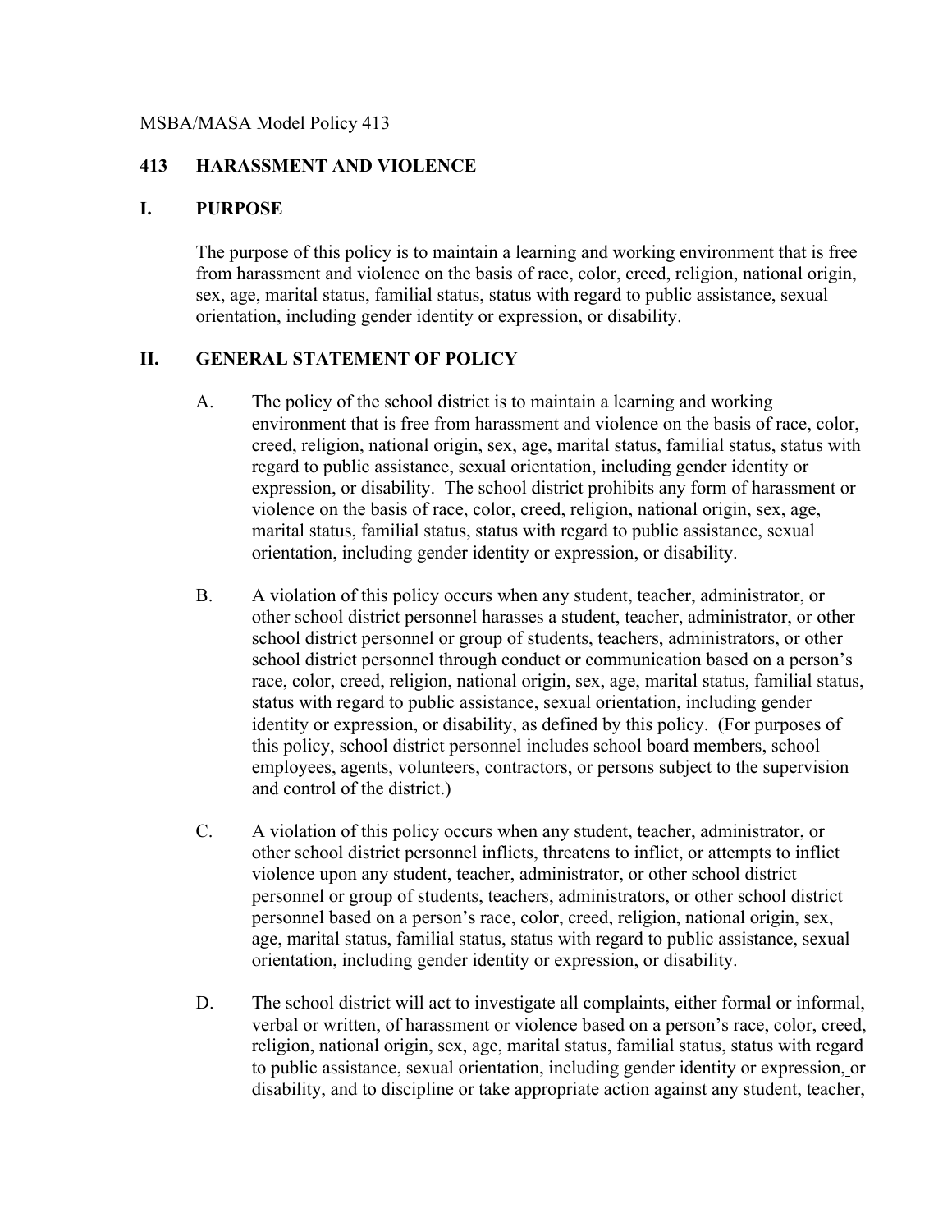MSBA/MASA Model Policy 413

# 413 HARASSMENT AND VIOLENCE

## I. PURPOSE

The purpose of this policy is to maintain a learning and working environment that is free from harassment and violence on the basis of race, color, creed, religion, national origin, sex, age, marital status, familial status, status with regard to public assistance, sexual orientation, including gender identity or expression, or disability.

## II. GENERAL STATEMENT OF POLICY

A. The policy of the school district is to maintain a learning and working environment that is free from harassment and violence on the basis of race, color, creed, religion, national origin, sex, age, marital status, familial status, status with regard to public assistance, sexual orientation, including gender identity or expression, or disability. The school district prohibits any form of harassment or violence on the basis of race, color, creed, religion, national origin, sex, age, marital status, familial status, status with regard to public assistance, sexual orientation, including gender identity or expression, or disability.

B. A violation of this policy occurs when any student, teacher, administrator, or other school district personnel harasses a student, teacher, administrator, or other school district personnel or group of students, teachers, administrators, or other school district personnel through conduct or communication based on a person's race, color, creed, religion, national origin, sex, age, marital status, familial status, status with regard to public assistance, sexual orientation, including gender identity or expression, or disability, as defined by this policy. (For purposes of this policy, school district personnel includes school board members, school employees, agents, volunteers, contractors, or persons subject to the supervision and control of the district.)

C. A violation of this policy occurs when any student, teacher, administrator, or other school district personnel inflicts, threatens to inflict, or attempts to inflict violence upon any student, teacher, administrator, or other school district personnel or group of students, teachers, administrators, or other school district personnel based on a person's race, color, creed, religion, national origin, sex, age, marital status, familial status, status with regard to public assistance, sexual orientation, including gender identity or expression, or disability.

D. The school district will act to investigate all complaints, either formal or informal, verbal or written, of harassment or violence based on a person's race, color, creed, religion, national origin, sex, age, marital status, familial status, status with regard to public assistance, sexual orientation, including gender identity or expression, or disability, and to discipline or take appropriate action against any student, teacher,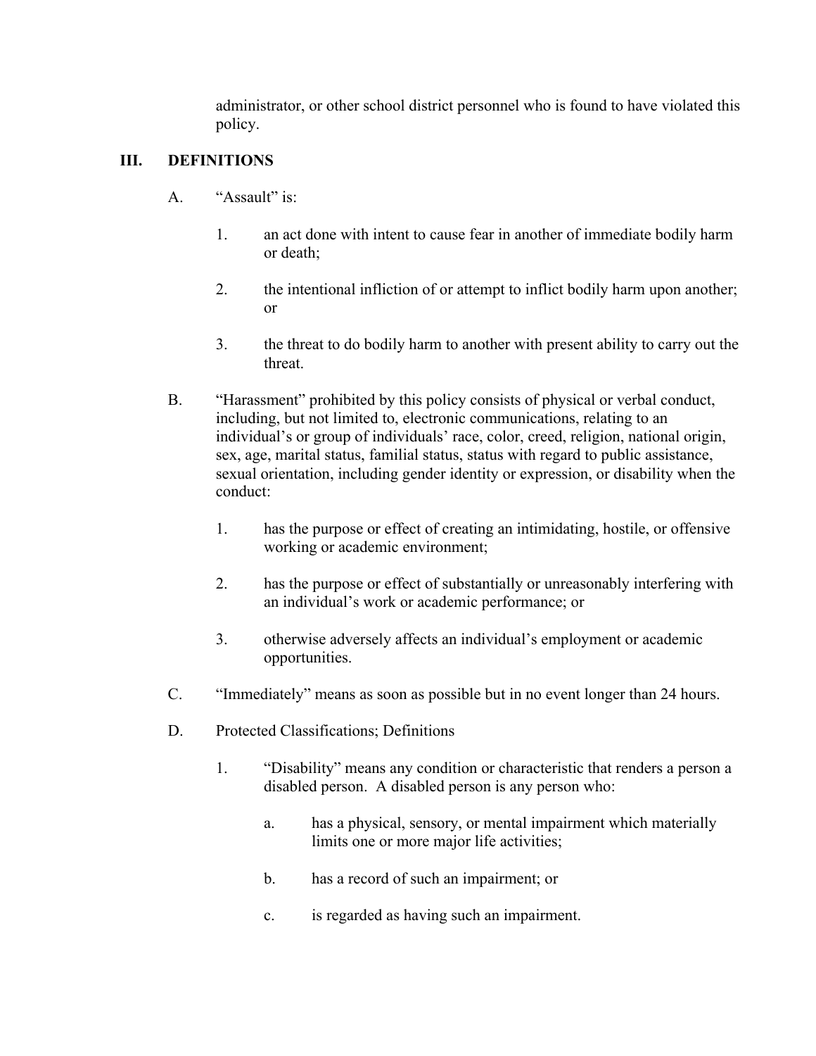administrator, or other school district personnel who is found to have violated this policy.

## III. DEFINITIONS

A. “Assault” is:

1. an act done with intent to cause fear in another of immediate bodily harm or death;

2. the intentional infliction of or attempt to inflict bodily harm upon another; or

3. the threat to do bodily harm to another with present ability to carry out the threat.

B. “Harassment” prohibited by this policy consists of physical or verbal conduct, including, but not limited to, electronic communications, relating to an individual’s or group of individuals’ race, color, creed, religion, national origin, sex, age, marital status, familial status, status with regard to public assistance, sexual orientation, including gender identity or expression, or disability when the conduct:

1. has the purpose or effect of creating an intimidating, hostile, or offensive working or academic environment;

2. has the purpose or effect of substantially or unreasonably interfering with an individual’s work or academic performance; or

3. otherwise adversely affects an individual’s employment or academic opportunities.

C. “Immediately” means as soon as possible but in no event longer than 24 hours.

D. Protected Classifications; Definitions

1. “Disability” means any condition or characteristic that renders a person a disabled person. A disabled person is any person who:

   a. has a physical, sensory, or mental impairment which materially limits one or more major life activities;

   b. has a record of such an impairment; or

   c. is regarded as having such an impairment.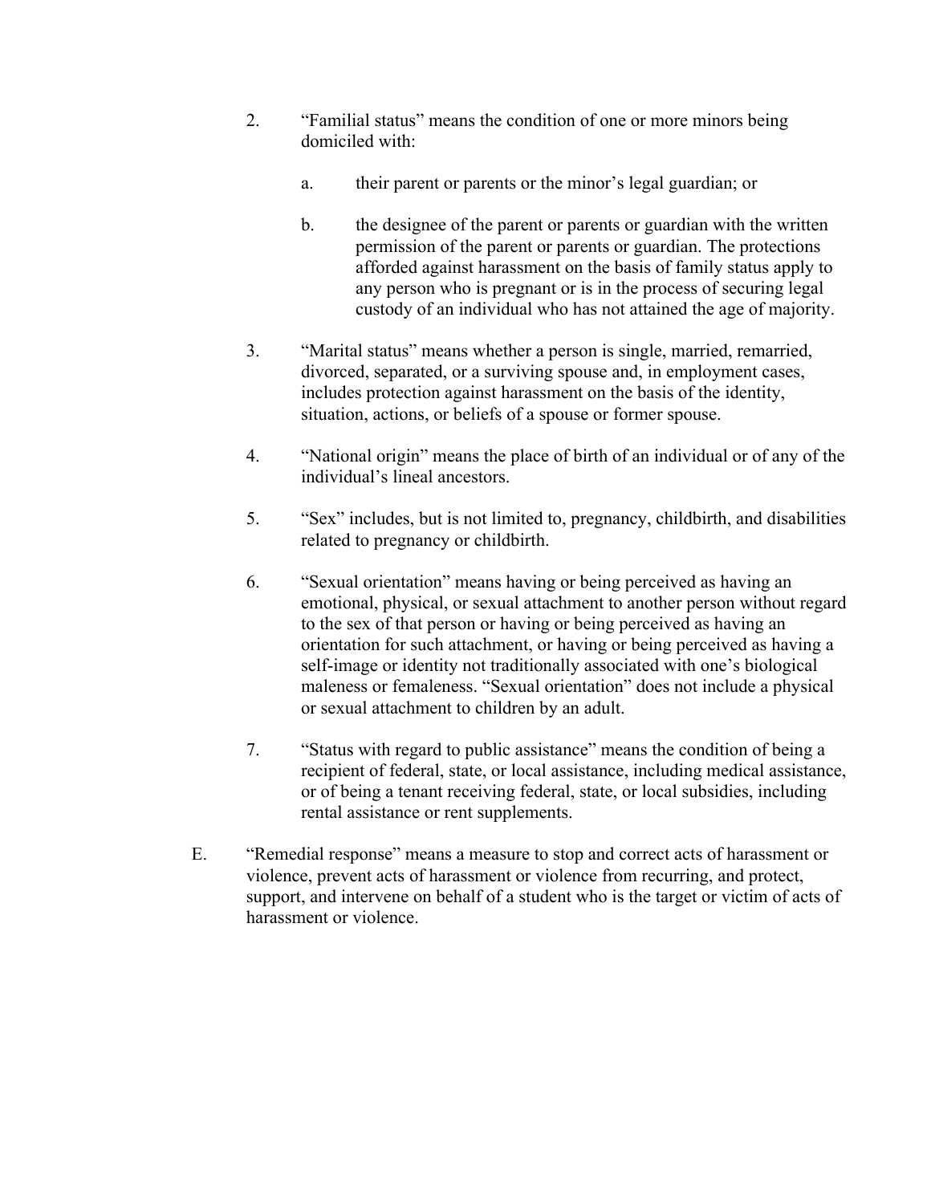2. "Familial status" means the condition of one or more minors being domiciled with:

   a. their parent or parents or the minor's legal guardian; or

   b. the designee of the parent or parents or guardian with the written permission of the parent or parents or guardian. The protections afforded against harassment on the basis of family status apply to any person who is pregnant or is in the process of securing legal custody of an individual who has not attained the age of majority.

3. "Marital status" means whether a person is single, married, remarried, divorced, separated, or a surviving spouse and, in employment cases, includes protection against harassment on the basis of the identity, situation, actions, or beliefs of a spouse or former spouse.

4. "National origin" means the place of birth of an individual or of any of the individual's lineal ancestors.

5. "Sex" includes, but is not limited to, pregnancy, childbirth, and disabilities related to pregnancy or childbirth.

6. "Sexual orientation" means having or being perceived as having an emotional, physical, or sexual attachment to another person without regard to the sex of that person or having or being perceived as having an orientation for such attachment, or having or being perceived as having a self-image or identity not traditionally associated with one's biological maleness or femaleness. "Sexual orientation" does not include a physical or sexual attachment to children by an adult.

7. "Status with regard to public assistance" means the condition of being a recipient of federal, state, or local assistance, including medical assistance, or of being a tenant receiving federal, state, or local subsidies, including rental assistance or rent supplements.

E. "Remedial response" means a measure to stop and correct acts of harassment or violence, prevent acts of harassment or violence from recurring, and protect, support, and intervene on behalf of a student who is the target or victim of acts of harassment or violence.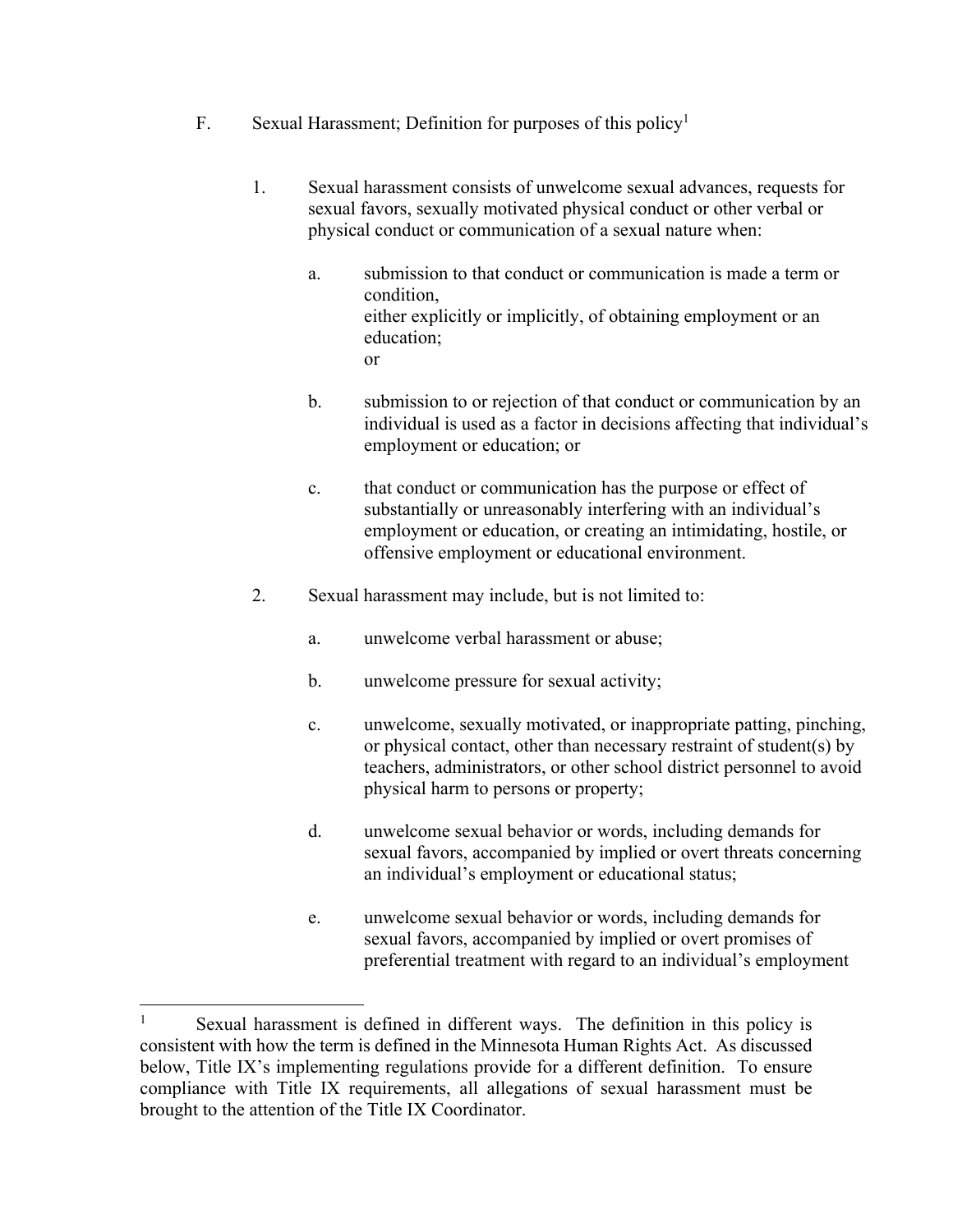F. Sexual Harassment; Definition for purposes of this policy[1]

1. Sexual harassment consists of unwelcome sexual advances, requests for sexual favors, sexually motivated physical conduct or other verbal or physical conduct or communication of a sexual nature when:

   a. submission to that conduct or communication is made a term or condition, either explicitly or implicitly, of obtaining employment or an education; or

   b. submission to or rejection of that conduct or communication by an individual is used as a factor in decisions affecting that individual's employment or education; or

   c. that conduct or communication has the purpose or effect of substantially or unreasonably interfering with an individual's employment or education, or creating an intimidating, hostile, or offensive employment or educational environment.

2. Sexual harassment may include, but is not limited to:

   a. unwelcome verbal harassment or abuse;

   b. unwelcome pressure for sexual activity;

   c. unwelcome, sexually motivated, or inappropriate patting, pinching, or physical contact, other than necessary restraint of student(s) by teachers, administrators, or other school district personnel to avoid physical harm to persons or property;

   d. unwelcome sexual behavior or words, including demands for sexual favors, accompanied by implied or overt threats concerning an individual's employment or educational status;

   e. unwelcome sexual behavior or words, including demands for sexual favors, accompanied by implied or overt promises of preferential treatment with regard to an individual's employment

---

[1] Sexual harassment is defined in different ways. The definition in this policy is consistent with how the term is defined in the Minnesota Human Rights Act. As discussed below, Title IX's implementing regulations provide for a different definition. To ensure compliance with Title IX requirements, all allegations of sexual harassment must be brought to the attention of the Title IX Coordinator.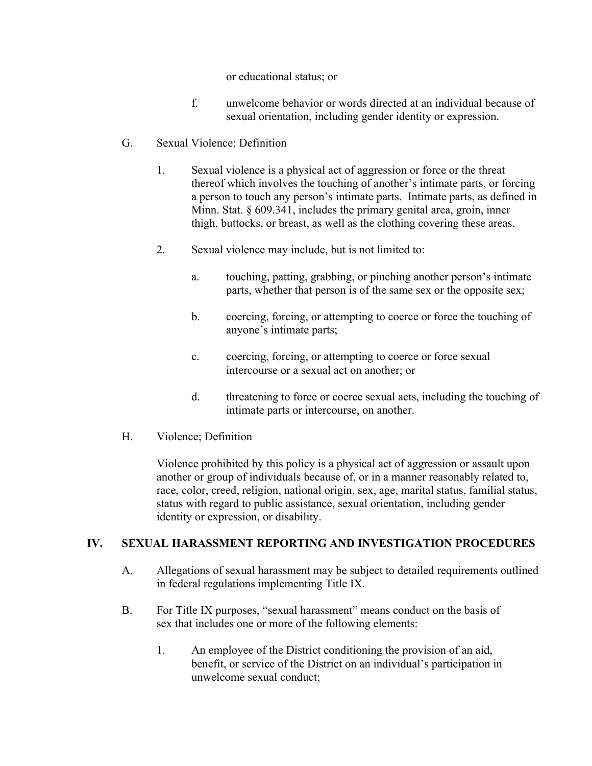or educational status; or

f. unwelcome behavior or words directed at an individual because of sexual orientation, including gender identity or expression.

G. Sexual Violence; Definition

1. Sexual violence is a physical act of aggression or force or the threat thereof which involves the touching of another's intimate parts, or forcing a person to touch any person's intimate parts. Intimate parts, as defined in Minn. Stat. § 609.341, includes the primary genital area, groin, inner thigh, buttocks, or breast, as well as the clothing covering these areas.

2. Sexual violence may include, but is not limited to:

a. touching, patting, grabbing, or pinching another person's intimate parts, whether that person is of the same sex or the opposite sex;

b. coercing, forcing, or attempting to coerce or force the touching of anyone's intimate parts;

c. coercing, forcing, or attempting to coerce or force sexual intercourse or a sexual act on another; or

d. threatening to force or coerce sexual acts, including the touching of intimate parts or intercourse, on another.

H. Violence; Definition

Violence prohibited by this policy is a physical act of aggression or assault upon another or group of individuals because of, or in a manner reasonably related to, race, color, creed, religion, national origin, sex, age, marital status, familial status, status with regard to public assistance, sexual orientation, including gender identity or expression, or disability.

## IV. SEXUAL HARASSMENT REPORTING AND INVESTIGATION PROCEDURES

A. Allegations of sexual harassment may be subject to detailed requirements outlined in federal regulations implementing Title IX.

B. For Title IX purposes, "sexual harassment" means conduct on the basis of sex that includes one or more of the following elements:

1. An employee of the District conditioning the provision of an aid, benefit, or service of the District on an individual's participation in unwelcome sexual conduct;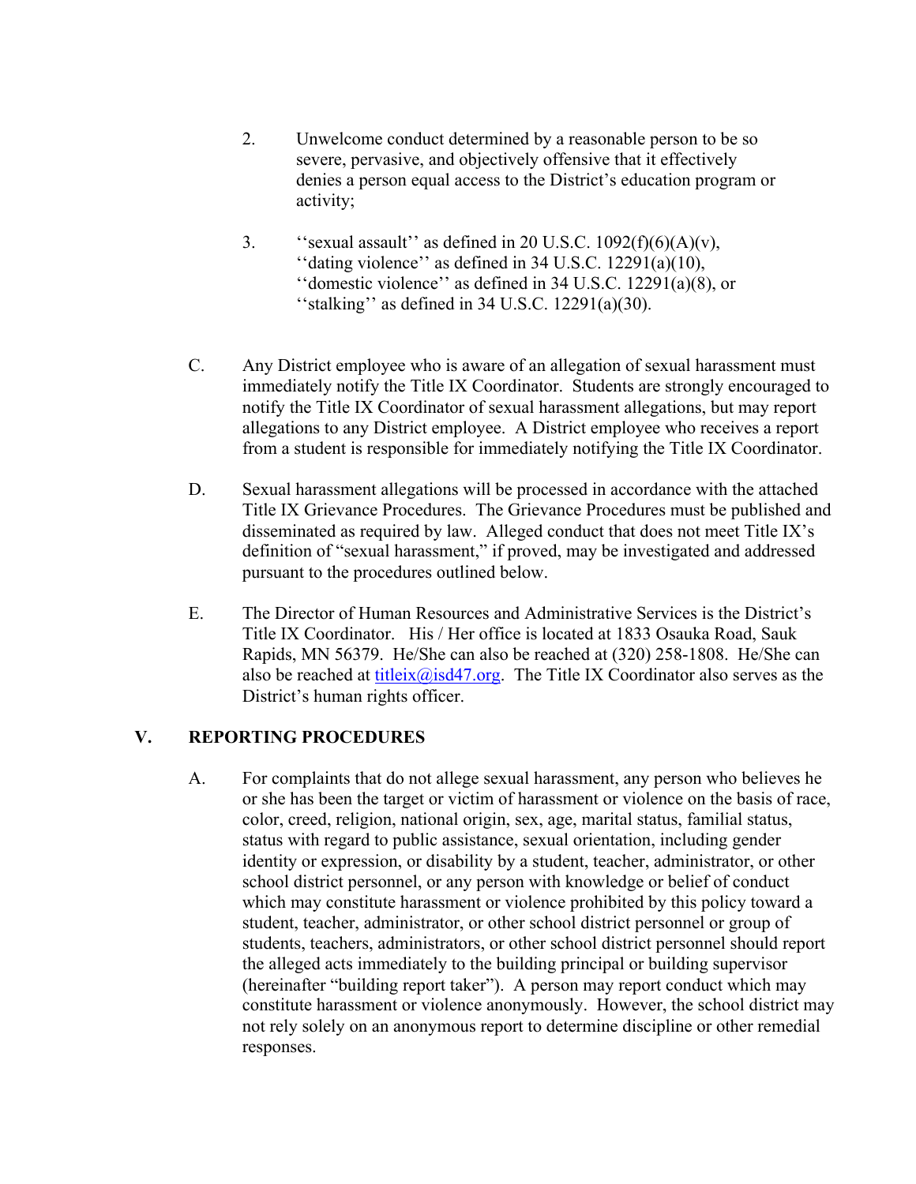2. Unwelcome conduct determined by a reasonable person to be so severe, pervasive, and objectively offensive that it effectively denies a person equal access to the District's education program or activity;

3. ''sexual assault'' as defined in 20 U.S.C. 1092(f)(6)(A)(v), ''dating violence'' as defined in 34 U.S.C. 12291(a)(10), ''domestic violence'' as defined in 34 U.S.C. 12291(a)(8), or ''stalking'' as defined in 34 U.S.C. 12291(a)(30).

C. Any District employee who is aware of an allegation of sexual harassment must immediately notify the Title IX Coordinator. Students are strongly encouraged to notify the Title IX Coordinator of sexual harassment allegations, but may report allegations to any District employee. A District employee who receives a report from a student is responsible for immediately notifying the Title IX Coordinator.

D. Sexual harassment allegations will be processed in accordance with the attached Title IX Grievance Procedures. The Grievance Procedures must be published and disseminated as required by law. Alleged conduct that does not meet Title IX's definition of "sexual harassment," if proved, may be investigated and addressed pursuant to the procedures outlined below.

E. The Director of Human Resources and Administrative Services is the District's Title IX Coordinator. His / Her office is located at 1833 Osauka Road, Sauk Rapids, MN 56379. He/She can also be reached at (320) 258-1808. He/She can also be reached at [titleix@isd47.org](mailto:titleix@isd47.org). The Title IX Coordinator also serves as the District's human rights officer.

## V. REPORTING PROCEDURES

A. For complaints that do not allege sexual harassment, any person who believes he or she has been the target or victim of harassment or violence on the basis of race, color, creed, religion, national origin, sex, age, marital status, familial status, status with regard to public assistance, sexual orientation, including gender identity or expression, or disability by a student, teacher, administrator, or other school district personnel, or any person with knowledge or belief of conduct which may constitute harassment or violence prohibited by this policy toward a student, teacher, administrator, or other school district personnel or group of students, teachers, administrators, or other school district personnel should report the alleged acts immediately to the building principal or building supervisor (hereinafter "building report taker"). A person may report conduct which may constitute harassment or violence anonymously. However, the school district may not rely solely on an anonymous report to determine discipline or other remedial responses.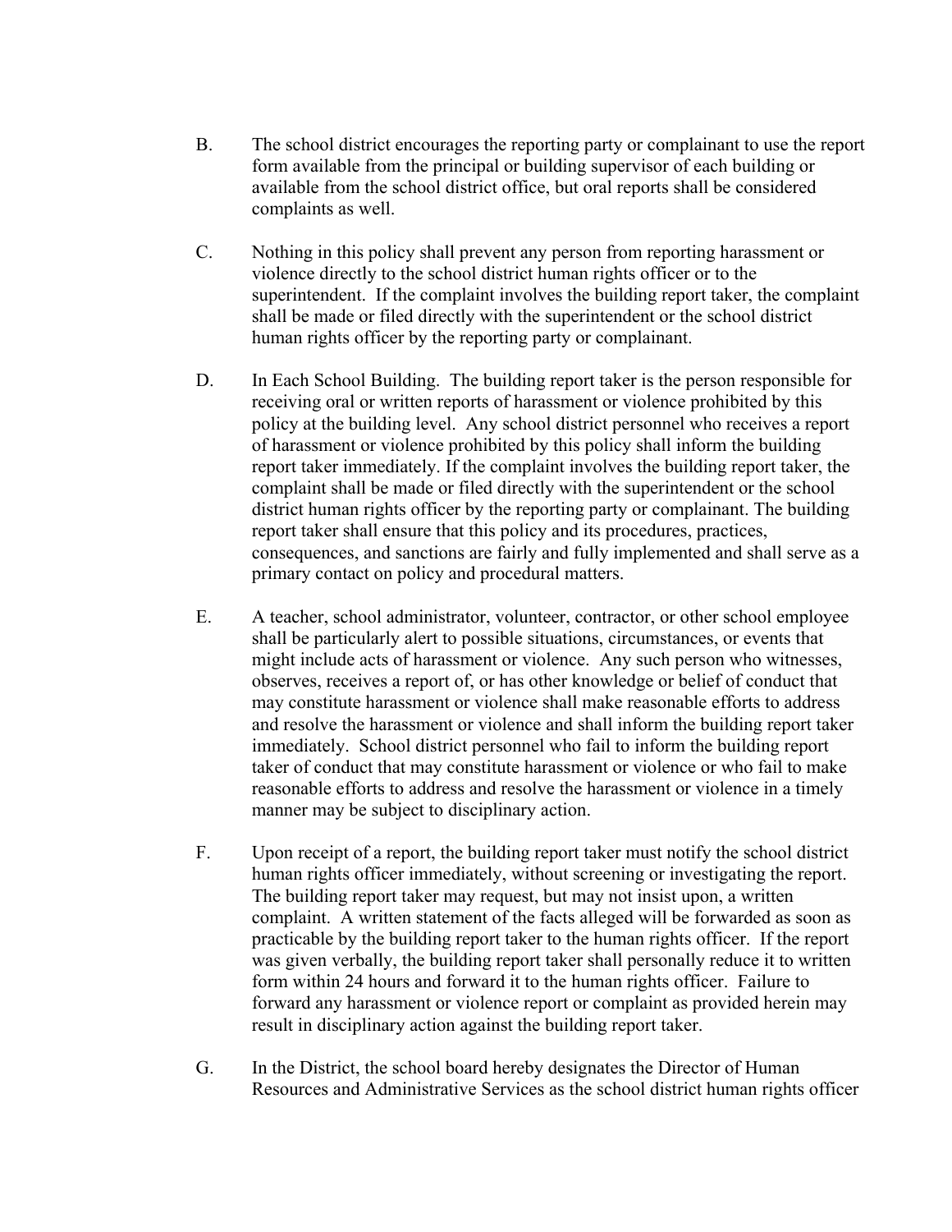B. The school district encourages the reporting party or complainant to use the report form available from the principal or building supervisor of each building or available from the school district office, but oral reports shall be considered complaints as well.

C. Nothing in this policy shall prevent any person from reporting harassment or violence directly to the school district human rights officer or to the superintendent. If the complaint involves the building report taker, the complaint shall be made or filed directly with the superintendent or the school district human rights officer by the reporting party or complainant.

D. In Each School Building. The building report taker is the person responsible for receiving oral or written reports of harassment or violence prohibited by this policy at the building level. Any school district personnel who receives a report of harassment or violence prohibited by this policy shall inform the building report taker immediately. If the complaint involves the building report taker, the complaint shall be made or filed directly with the superintendent or the school district human rights officer by the reporting party or complainant. The building report taker shall ensure that this policy and its procedures, practices, consequences, and sanctions are fairly and fully implemented and shall serve as a primary contact on policy and procedural matters.

E. A teacher, school administrator, volunteer, contractor, or other school employee shall be particularly alert to possible situations, circumstances, or events that might include acts of harassment or violence. Any such person who witnesses, observes, receives a report of, or has other knowledge or belief of conduct that may constitute harassment or violence shall make reasonable efforts to address and resolve the harassment or violence and shall inform the building report taker immediately. School district personnel who fail to inform the building report taker of conduct that may constitute harassment or violence or who fail to make reasonable efforts to address and resolve the harassment or violence in a timely manner may be subject to disciplinary action.

F. Upon receipt of a report, the building report taker must notify the school district human rights officer immediately, without screening or investigating the report. The building report taker may request, but may not insist upon, a written complaint. A written statement of the facts alleged will be forwarded as soon as practicable by the building report taker to the human rights officer. If the report was given verbally, the building report taker shall personally reduce it to written form within 24 hours and forward it to the human rights officer. Failure to forward any harassment or violence report or complaint as provided herein may result in disciplinary action against the building report taker.

G. In the District, the school board hereby designates the Director of Human Resources and Administrative Services as the school district human rights officer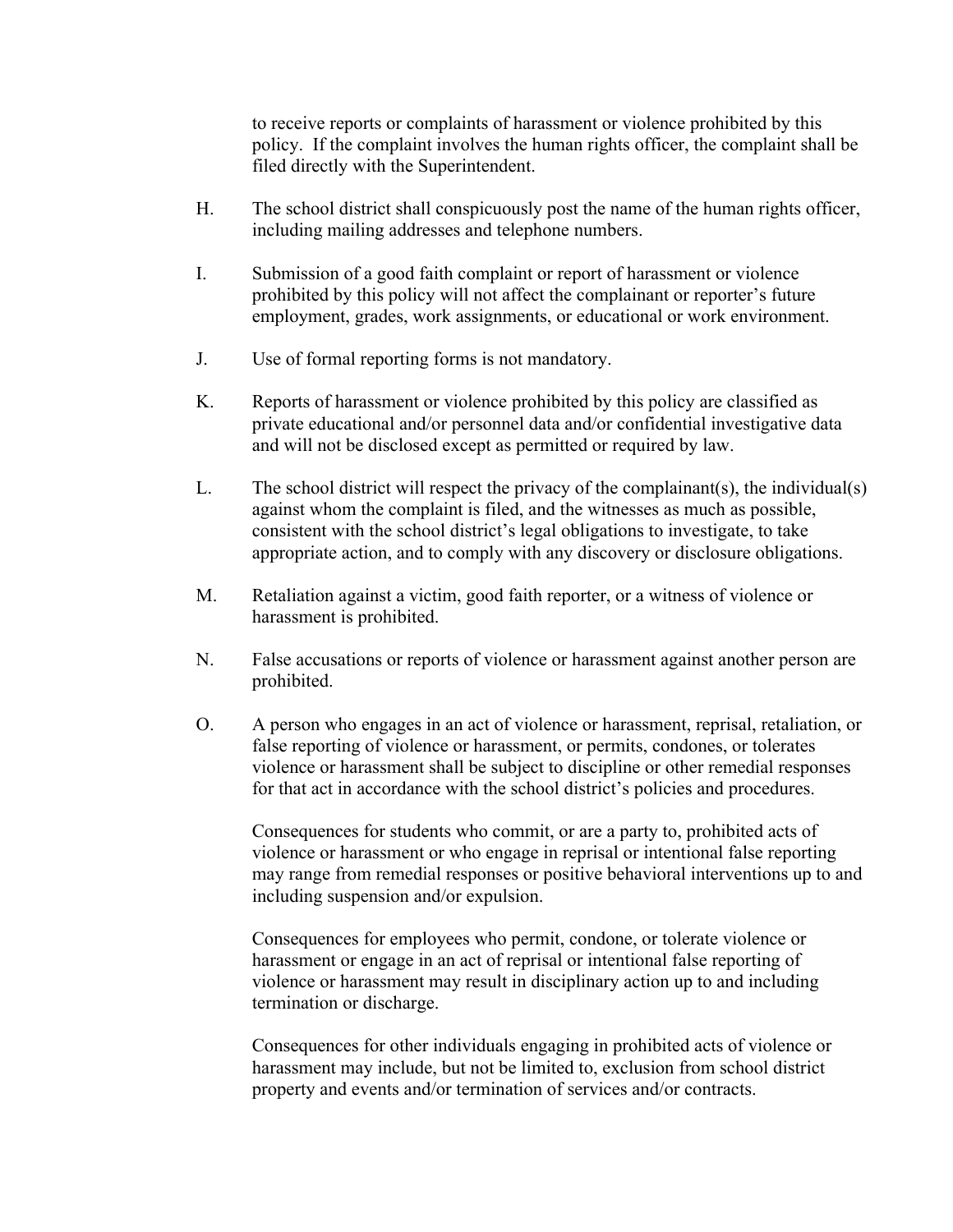to receive reports or complaints of harassment or violence prohibited by this policy. If the complaint involves the human rights officer, the complaint shall be filed directly with the Superintendent.

H. The school district shall conspicuously post the name of the human rights officer, including mailing addresses and telephone numbers.

I. Submission of a good faith complaint or report of harassment or violence prohibited by this policy will not affect the complainant or reporter's future employment, grades, work assignments, or educational or work environment.

J. Use of formal reporting forms is not mandatory.

K. Reports of harassment or violence prohibited by this policy are classified as private educational and/or personnel data and/or confidential investigative data and will not be disclosed except as permitted or required by law.

L. The school district will respect the privacy of the complainant(s), the individual(s) against whom the complaint is filed, and the witnesses as much as possible, consistent with the school district's legal obligations to investigate, to take appropriate action, and to comply with any discovery or disclosure obligations.

M. Retaliation against a victim, good faith reporter, or a witness of violence or harassment is prohibited.

N. False accusations or reports of violence or harassment against another person are prohibited.

O. A person who engages in an act of violence or harassment, reprisal, retaliation, or false reporting of violence or harassment, or permits, condones, or tolerates violence or harassment shall be subject to discipline or other remedial responses for that act in accordance with the school district's policies and procedures.

   Consequences for students who commit, or are a party to, prohibited acts of violence or harassment or who engage in reprisal or intentional false reporting may range from remedial responses or positive behavioral interventions up to and including suspension and/or expulsion.

   Consequences for employees who permit, condone, or tolerate violence or harassment or engage in an act of reprisal or intentional false reporting of violence or harassment may result in disciplinary action up to and including termination or discharge.

   Consequences for other individuals engaging in prohibited acts of violence or harassment may include, but not be limited to, exclusion from school district property and events and/or termination of services and/or contracts.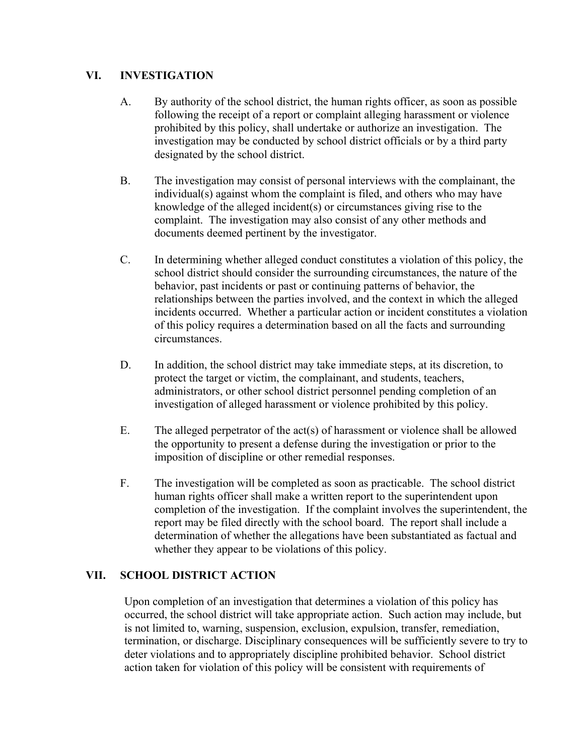## VI. INVESTIGATION

A. By authority of the school district, the human rights officer, as soon as possible following the receipt of a report or complaint alleging harassment or violence prohibited by this policy, shall undertake or authorize an investigation. The investigation may be conducted by school district officials or by a third party designated by the school district.

B. The investigation may consist of personal interviews with the complainant, the individual(s) against whom the complaint is filed, and others who may have knowledge of the alleged incident(s) or circumstances giving rise to the complaint. The investigation may also consist of any other methods and documents deemed pertinent by the investigator.

C. In determining whether alleged conduct constitutes a violation of this policy, the school district should consider the surrounding circumstances, the nature of the behavior, past incidents or past or continuing patterns of behavior, the relationships between the parties involved, and the context in which the alleged incidents occurred. Whether a particular action or incident constitutes a violation of this policy requires a determination based on all the facts and surrounding circumstances.

D. In addition, the school district may take immediate steps, at its discretion, to protect the target or victim, the complainant, and students, teachers, administrators, or other school district personnel pending completion of an investigation of alleged harassment or violence prohibited by this policy.

E. The alleged perpetrator of the act(s) of harassment or violence shall be allowed the opportunity to present a defense during the investigation or prior to the imposition of discipline or other remedial responses.

F. The investigation will be completed as soon as practicable. The school district human rights officer shall make a written report to the superintendent upon completion of the investigation. If the complaint involves the superintendent, the report may be filed directly with the school board. The report shall include a determination of whether the allegations have been substantiated as factual and whether they appear to be violations of this policy.

## VII. SCHOOL DISTRICT ACTION

Upon completion of an investigation that determines a violation of this policy has occurred, the school district will take appropriate action. Such action may include, but is not limited to, warning, suspension, exclusion, expulsion, transfer, remediation, termination, or discharge. Disciplinary consequences will be sufficiently severe to try to deter violations and to appropriately discipline prohibited behavior. School district action taken for violation of this policy will be consistent with requirements of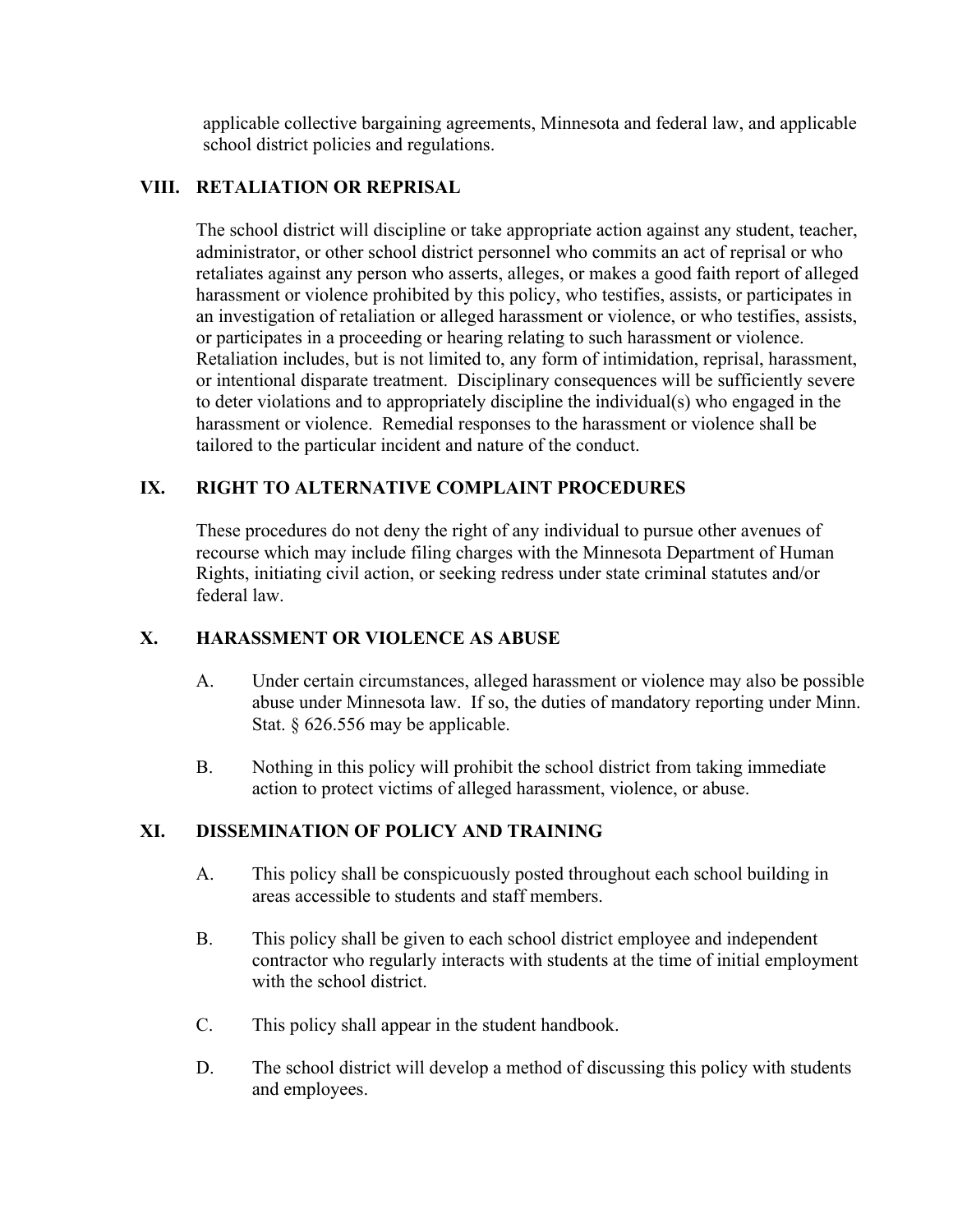applicable collective bargaining agreements, Minnesota and federal law, and applicable school district policies and regulations.

## VIII. RETALIATION OR REPRISAL

The school district will discipline or take appropriate action against any student, teacher, administrator, or other school district personnel who commits an act of reprisal or who retaliates against any person who asserts, alleges, or makes a good faith report of alleged harassment or violence prohibited by this policy, who testifies, assists, or participates in an investigation of retaliation or alleged harassment or violence, or who testifies, assists, or participates in a proceeding or hearing relating to such harassment or violence. Retaliation includes, but is not limited to, any form of intimidation, reprisal, harassment, or intentional disparate treatment. Disciplinary consequences will be sufficiently severe to deter violations and to appropriately discipline the individual(s) who engaged in the harassment or violence. Remedial responses to the harassment or violence shall be tailored to the particular incident and nature of the conduct.

## IX. RIGHT TO ALTERNATIVE COMPLAINT PROCEDURES

These procedures do not deny the right of any individual to pursue other avenues of recourse which may include filing charges with the Minnesota Department of Human Rights, initiating civil action, or seeking redress under state criminal statutes and/or federal law.

## X. HARASSMENT OR VIOLENCE AS ABUSE

A. Under certain circumstances, alleged harassment or violence may also be possible abuse under Minnesota law. If so, the duties of mandatory reporting under Minn. Stat. § 626.556 may be applicable.

B. Nothing in this policy will prohibit the school district from taking immediate action to protect victims of alleged harassment, violence, or abuse.

## XI. DISSEMINATION OF POLICY AND TRAINING

A. This policy shall be conspicuously posted throughout each school building in areas accessible to students and staff members.

B. This policy shall be given to each school district employee and independent contractor who regularly interacts with students at the time of initial employment with the school district.

C. This policy shall appear in the student handbook.

D. The school district will develop a method of discussing this policy with students and employees.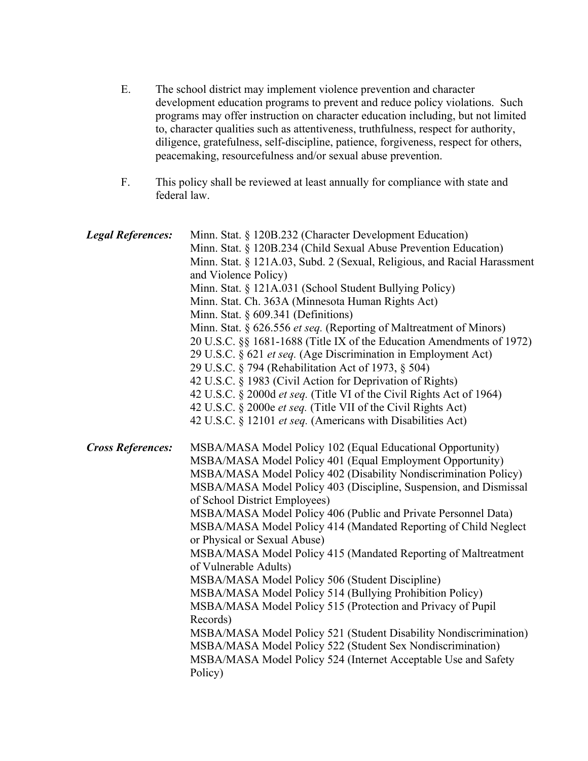E. The school district may implement violence prevention and character development education programs to prevent and reduce policy violations. Such programs may offer instruction on character education including, but not limited to, character qualities such as attentiveness, truthfulness, respect for authority, diligence, gratefulness, self-discipline, patience, forgiveness, respect for others, peacemaking, resourcefulness and/or sexual abuse prevention.

F. This policy shall be reviewed at least annually for compliance with state and federal law.

***Legal References:***

Minn. Stat. § 120B.232 (Character Development Education)
Minn. Stat. § 120B.234 (Child Sexual Abuse Prevention Education)
Minn. Stat. § 121A.03, Subd. 2 (Sexual, Religious, and Racial Harassment and Violence Policy)
Minn. Stat. § 121A.031 (School Student Bullying Policy)
Minn. Stat. Ch. 363A (Minnesota Human Rights Act)
Minn. Stat. § 609.341 (Definitions)
Minn. Stat. § 626.556 *et seq.* (Reporting of Maltreatment of Minors)
20 U.S.C. §§ 1681-1688 (Title IX of the Education Amendments of 1972)
29 U.S.C. § 621 *et seq.* (Age Discrimination in Employment Act)
29 U.S.C. § 794 (Rehabilitation Act of 1973, § 504)
42 U.S.C. § 1983 (Civil Action for Deprivation of Rights)
42 U.S.C. § 2000d *et seq.* (Title VI of the Civil Rights Act of 1964)
42 U.S.C. § 2000e *et seq.* (Title VII of the Civil Rights Act)
42 U.S.C. § 12101 *et seq.* (Americans with Disabilities Act)

***Cross References:***

MSBA/MASA Model Policy 102 (Equal Educational Opportunity)
MSBA/MASA Model Policy 401 (Equal Employment Opportunity)
MSBA/MASA Model Policy 402 (Disability Nondiscrimination Policy)
MSBA/MASA Model Policy 403 (Discipline, Suspension, and Dismissal of School District Employees)
MSBA/MASA Model Policy 406 (Public and Private Personnel Data)
MSBA/MASA Model Policy 414 (Mandated Reporting of Child Neglect or Physical or Sexual Abuse)
MSBA/MASA Model Policy 415 (Mandated Reporting of Maltreatment of Vulnerable Adults)
MSBA/MASA Model Policy 506 (Student Discipline)
MSBA/MASA Model Policy 514 (Bullying Prohibition Policy)
MSBA/MASA Model Policy 515 (Protection and Privacy of Pupil Records)
MSBA/MASA Model Policy 521 (Student Disability Nondiscrimination)
MSBA/MASA Model Policy 522 (Student Sex Nondiscrimination)
MSBA/MASA Model Policy 524 (Internet Acceptable Use and Safety Policy)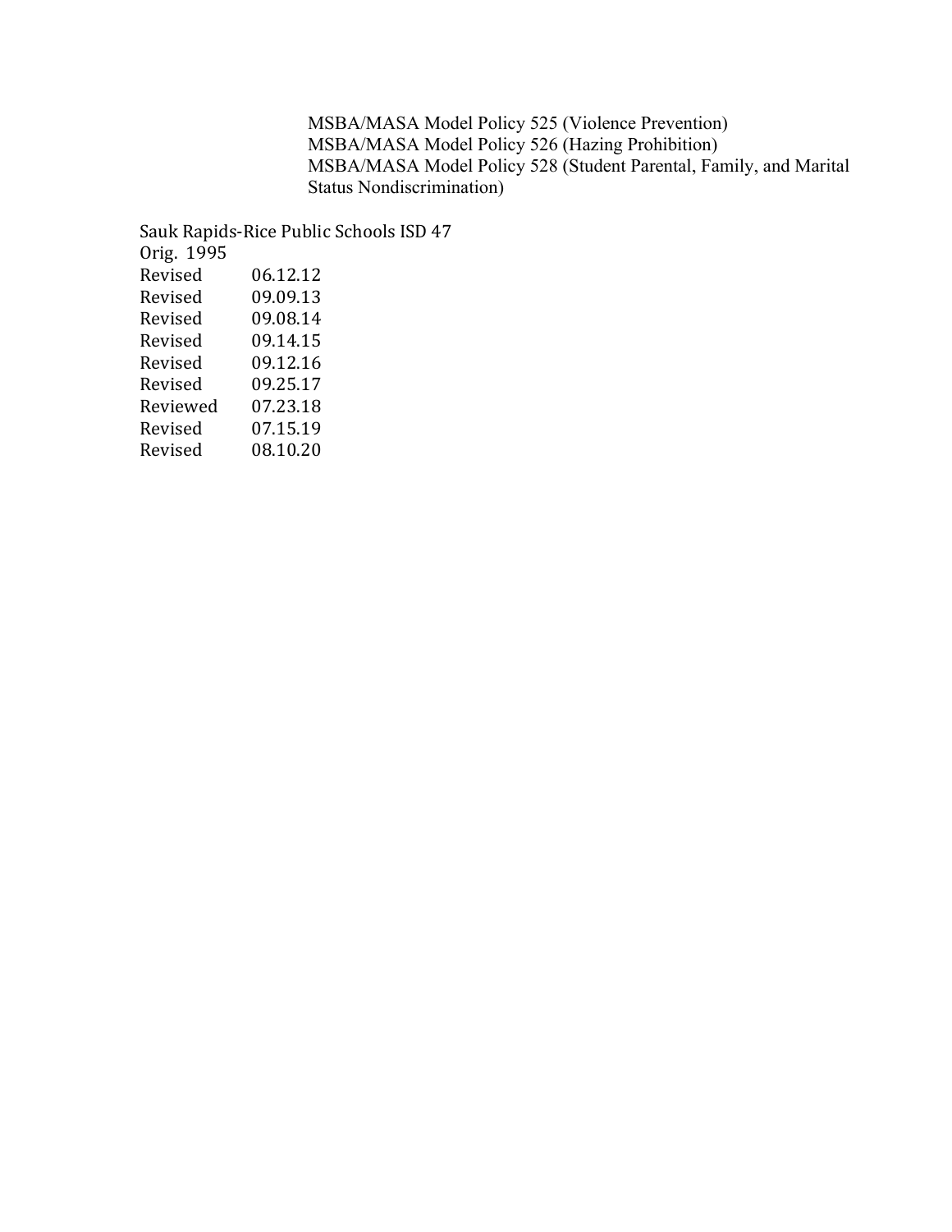MSBA/MASA Model Policy 525 (Violence Prevention)
MSBA/MASA Model Policy 526 (Hazing Prohibition)
MSBA/MASA Model Policy 528 (Student Parental, Family, and Marital Status Nondiscrimination)

Sauk Rapids-Rice Public Schools ISD 47
Orig. 1995

| | |
|---|---|
| Revised | 06.12.12 |
| Revised | 09.09.13 |
| Revised | 09.08.14 |
| Revised | 09.14.15 |
| Revised | 09.12.16 |
| Revised | 09.25.17 |
| Reviewed | 07.23.18 |
| Revised | 07.15.19 |
| Revised | 08.10.20 |